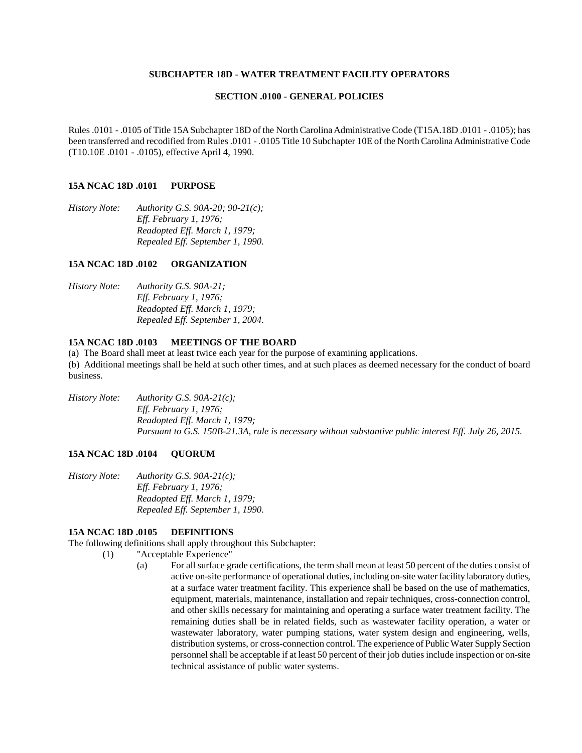## SUBCHAPTER 18D - WATER TREATMENT FACILITY OPERATORS

### SECTION .0100 - GENERAL POLICIES

Rules .0101 - .0105 of Title 15A Subchapter 18D of the North Carolina Administrative Code (T15A.18D .0101 - .0105); has been transferred and recodified from Rules .0101 - .0105 Title 10 Subchapter 10E of the North Carolina Administrative Code (T10.10E .0101 - .0105), effective April 4, 1990.

#### 15A NCAC 18D .0101 PURPOSE

*History Note: Authority G.S. 90A-20; 90-21(c);*
*Eff. February 1, 1976;*
*Readopted Eff. March 1, 1979;*
*Repealed Eff. September 1, 1990.*

#### 15A NCAC 18D .0102 ORGANIZATION

*History Note: Authority G.S. 90A-21;*
*Eff. February 1, 1976;*
*Readopted Eff. March 1, 1979;*
*Repealed Eff. September 1, 2004.*

#### 15A NCAC 18D .0103 MEETINGS OF THE BOARD

(a) The Board shall meet at least twice each year for the purpose of examining applications.

(b) Additional meetings shall be held at such other times, and at such places as deemed necessary for the conduct of board business.

*History Note: Authority G.S. 90A-21(c);*
*Eff. February 1, 1976;*
*Readopted Eff. March 1, 1979;*
*Pursuant to G.S. 150B-21.3A, rule is necessary without substantive public interest Eff. July 26, 2015.*

#### 15A NCAC 18D .0104 QUORUM

*History Note: Authority G.S. 90A-21(c);*
*Eff. February 1, 1976;*
*Readopted Eff. March 1, 1979;*
*Repealed Eff. September 1, 1990.*

#### 15A NCAC 18D .0105 DEFINITIONS

The following definitions shall apply throughout this Subchapter:

(1) "Acceptable Experience"

(a) For all surface grade certifications, the term shall mean at least 50 percent of the duties consist of active on-site performance of operational duties, including on-site water facility laboratory duties, at a surface water treatment facility. This experience shall be based on the use of mathematics, equipment, materials, maintenance, installation and repair techniques, cross-connection control, and other skills necessary for maintaining and operating a surface water treatment facility. The remaining duties shall be in related fields, such as wastewater facility operation, a water or wastewater laboratory, water pumping stations, water system design and engineering, wells, distribution systems, or cross-connection control. The experience of Public Water Supply Section personnel shall be acceptable if at least 50 percent of their job duties include inspection or on-site technical assistance of public water systems.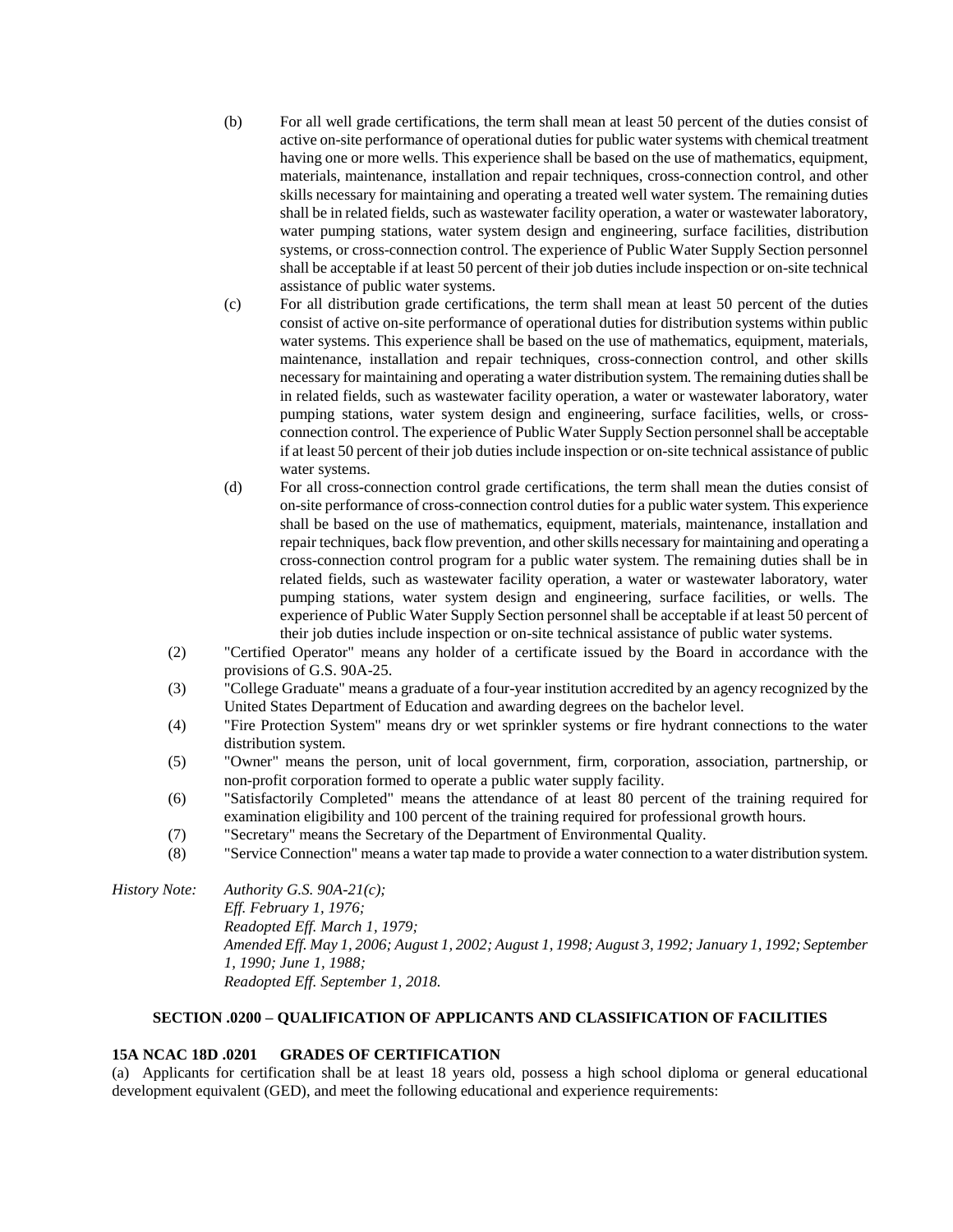(b) For all well grade certifications, the term shall mean at least 50 percent of the duties consist of active on-site performance of operational duties for public water systems with chemical treatment having one or more wells. This experience shall be based on the use of mathematics, equipment, materials, maintenance, installation and repair techniques, cross-connection control, and other skills necessary for maintaining and operating a treated well water system. The remaining duties shall be in related fields, such as wastewater facility operation, a water or wastewater laboratory, water pumping stations, water system design and engineering, surface facilities, distribution systems, or cross-connection control. The experience of Public Water Supply Section personnel shall be acceptable if at least 50 percent of their job duties include inspection or on-site technical assistance of public water systems.

(c) For all distribution grade certifications, the term shall mean at least 50 percent of the duties consist of active on-site performance of operational duties for distribution systems within public water systems. This experience shall be based on the use of mathematics, equipment, materials, maintenance, installation and repair techniques, cross-connection control, and other skills necessary for maintaining and operating a water distribution system. The remaining duties shall be in related fields, such as wastewater facility operation, a water or wastewater laboratory, water pumping stations, water system design and engineering, surface facilities, wells, or cross-connection control. The experience of Public Water Supply Section personnel shall be acceptable if at least 50 percent of their job duties include inspection or on-site technical assistance of public water systems.

(d) For all cross-connection control grade certifications, the term shall mean the duties consist of on-site performance of cross-connection control duties for a public water system. This experience shall be based on the use of mathematics, equipment, materials, maintenance, installation and repair techniques, back flow prevention, and other skills necessary for maintaining and operating a cross-connection control program for a public water system. The remaining duties shall be in related fields, such as wastewater facility operation, a water or wastewater laboratory, water pumping stations, water system design and engineering, surface facilities, or wells. The experience of Public Water Supply Section personnel shall be acceptable if at least 50 percent of their job duties include inspection or on-site technical assistance of public water systems.

(2) "Certified Operator" means any holder of a certificate issued by the Board in accordance with the provisions of G.S. 90A-25.

(3) "College Graduate" means a graduate of a four-year institution accredited by an agency recognized by the United States Department of Education and awarding degrees on the bachelor level.

(4) "Fire Protection System" means dry or wet sprinkler systems or fire hydrant connections to the water distribution system.

(5) "Owner" means the person, unit of local government, firm, corporation, association, partnership, or non-profit corporation formed to operate a public water supply facility.

(6) "Satisfactorily Completed" means the attendance of at least 80 percent of the training required for examination eligibility and 100 percent of the training required for professional growth hours.

(7) "Secretary" means the Secretary of the Department of Environmental Quality.

(8) "Service Connection" means a water tap made to provide a water connection to a water distribution system.

*History Note: Authority G.S. 90A-21(c);*
*Eff. February 1, 1976;*
*Readopted Eff. March 1, 1979;*
*Amended Eff. May 1, 2006; August 1, 2002; August 1, 1998; August 3, 1992; January 1, 1992; September 1, 1990; June 1, 1988;*
*Readopted Eff. September 1, 2018.*

## SECTION .0200 – QUALIFICATION OF APPLICANTS AND CLASSIFICATION OF FACILITIES

### 15A NCAC 18D .0201 GRADES OF CERTIFICATION

(a) Applicants for certification shall be at least 18 years old, possess a high school diploma or general educational development equivalent (GED), and meet the following educational and experience requirements: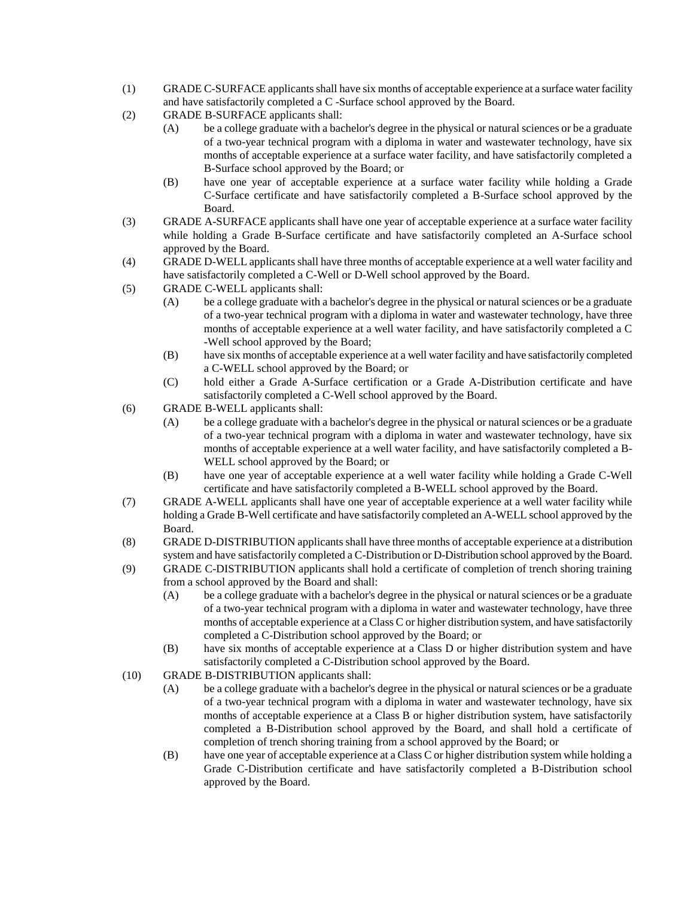(1) GRADE C-SURFACE applicants shall have six months of acceptable experience at a surface water facility and have satisfactorily completed a C -Surface school approved by the Board.

(2) GRADE B-SURFACE applicants shall:

  (A) be a college graduate with a bachelor's degree in the physical or natural sciences or be a graduate of a two-year technical program with a diploma in water and wastewater technology, have six months of acceptable experience at a surface water facility, and have satisfactorily completed a B-Surface school approved by the Board; or

  (B) have one year of acceptable experience at a surface water facility while holding a Grade C-Surface certificate and have satisfactorily completed a B-Surface school approved by the Board.

(3) GRADE A-SURFACE applicants shall have one year of acceptable experience at a surface water facility while holding a Grade B-Surface certificate and have satisfactorily completed an A-Surface school approved by the Board.

(4) GRADE D-WELL applicants shall have three months of acceptable experience at a well water facility and have satisfactorily completed a C-Well or D-Well school approved by the Board.

(5) GRADE C-WELL applicants shall:

  (A) be a college graduate with a bachelor's degree in the physical or natural sciences or be a graduate of a two-year technical program with a diploma in water and wastewater technology, have three months of acceptable experience at a well water facility, and have satisfactorily completed a C -Well school approved by the Board;

  (B) have six months of acceptable experience at a well water facility and have satisfactorily completed a C-WELL school approved by the Board; or

  (C) hold either a Grade A-Surface certification or a Grade A-Distribution certificate and have satisfactorily completed a C-Well school approved by the Board.

(6) GRADE B-WELL applicants shall:

  (A) be a college graduate with a bachelor's degree in the physical or natural sciences or be a graduate of a two-year technical program with a diploma in water and wastewater technology, have six months of acceptable experience at a well water facility, and have satisfactorily completed a B-WELL school approved by the Board; or

  (B) have one year of acceptable experience at a well water facility while holding a Grade C-Well certificate and have satisfactorily completed a B-WELL school approved by the Board.

(7) GRADE A-WELL applicants shall have one year of acceptable experience at a well water facility while holding a Grade B-Well certificate and have satisfactorily completed an A-WELL school approved by the Board.

(8) GRADE D-DISTRIBUTION applicants shall have three months of acceptable experience at a distribution system and have satisfactorily completed a C-Distribution or D-Distribution school approved by the Board.

(9) GRADE C-DISTRIBUTION applicants shall hold a certificate of completion of trench shoring training from a school approved by the Board and shall:

  (A) be a college graduate with a bachelor's degree in the physical or natural sciences or be a graduate of a two-year technical program with a diploma in water and wastewater technology, have three months of acceptable experience at a Class C or higher distribution system, and have satisfactorily completed a C-Distribution school approved by the Board; or

  (B) have six months of acceptable experience at a Class D or higher distribution system and have satisfactorily completed a C-Distribution school approved by the Board.

(10) GRADE B-DISTRIBUTION applicants shall:

  (A) be a college graduate with a bachelor's degree in the physical or natural sciences or be a graduate of a two-year technical program with a diploma in water and wastewater technology, have six months of acceptable experience at a Class B or higher distribution system, have satisfactorily completed a B-Distribution school approved by the Board, and shall hold a certificate of completion of trench shoring training from a school approved by the Board; or

  (B) have one year of acceptable experience at a Class C or higher distribution system while holding a Grade C-Distribution certificate and have satisfactorily completed a B-Distribution school approved by the Board.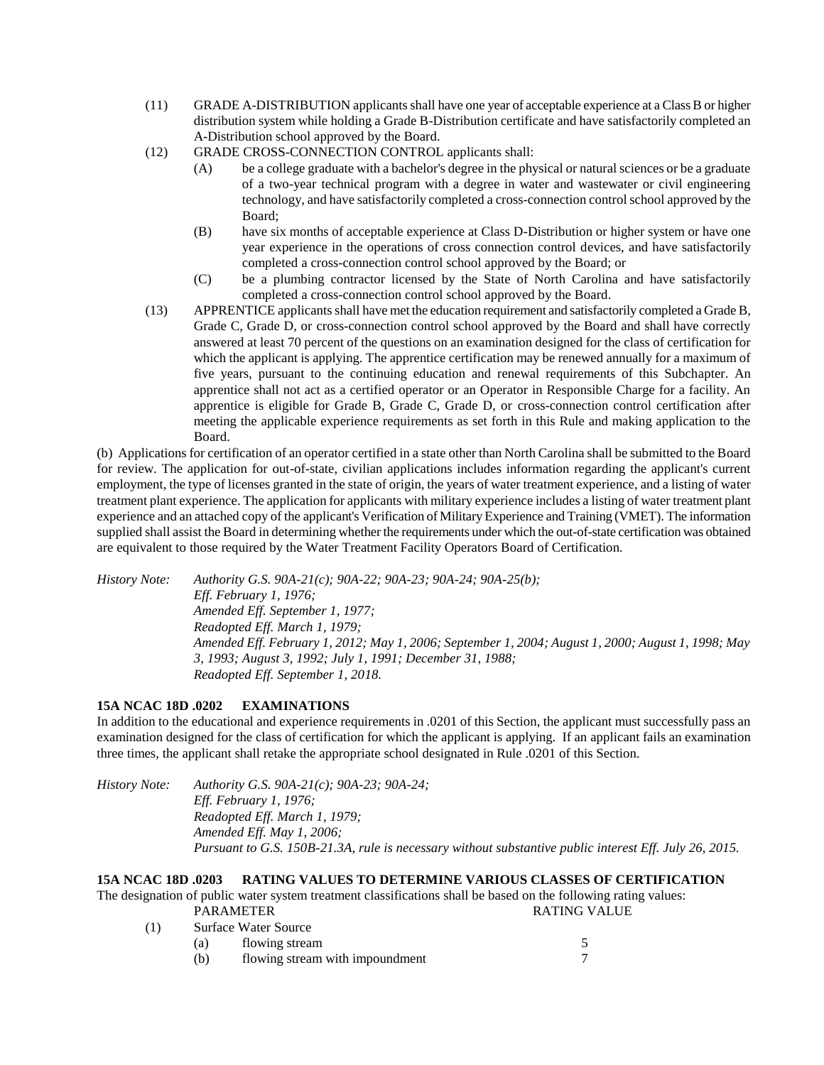(11) GRADE A-DISTRIBUTION applicants shall have one year of acceptable experience at a Class B or higher distribution system while holding a Grade B-Distribution certificate and have satisfactorily completed an A-Distribution school approved by the Board.

(12) GRADE CROSS-CONNECTION CONTROL applicants shall:

  (A) be a college graduate with a bachelor's degree in the physical or natural sciences or be a graduate of a two-year technical program with a degree in water and wastewater or civil engineering technology, and have satisfactorily completed a cross-connection control school approved by the Board;

  (B) have six months of acceptable experience at Class D-Distribution or higher system or have one year experience in the operations of cross connection control devices, and have satisfactorily completed a cross-connection control school approved by the Board; or

  (C) be a plumbing contractor licensed by the State of North Carolina and have satisfactorily completed a cross-connection control school approved by the Board.

(13) APPRENTICE applicants shall have met the education requirement and satisfactorily completed a Grade B, Grade C, Grade D, or cross-connection control school approved by the Board and shall have correctly answered at least 70 percent of the questions on an examination designed for the class of certification for which the applicant is applying. The apprentice certification may be renewed annually for a maximum of five years, pursuant to the continuing education and renewal requirements of this Subchapter. An apprentice shall not act as a certified operator or an Operator in Responsible Charge for a facility. An apprentice is eligible for Grade B, Grade C, Grade D, or cross-connection control certification after meeting the applicable experience requirements as set forth in this Rule and making application to the Board.

(b) Applications for certification of an operator certified in a state other than North Carolina shall be submitted to the Board for review. The application for out-of-state, civilian applications includes information regarding the applicant's current employment, the type of licenses granted in the state of origin, the years of water treatment experience, and a listing of water treatment plant experience. The application for applicants with military experience includes a listing of water treatment plant experience and an attached copy of the applicant's Verification of Military Experience and Training (VMET). The information supplied shall assist the Board in determining whether the requirements under which the out-of-state certification was obtained are equivalent to those required by the Water Treatment Facility Operators Board of Certification.

*History Note:* *Authority G.S. 90A-21(c); 90A-22; 90A-23; 90A-24; 90A-25(b);*
*Eff. February 1, 1976;*
*Amended Eff. September 1, 1977;*
*Readopted Eff. March 1, 1979;*
*Amended Eff. February 1, 2012; May 1, 2006; September 1, 2004; August 1, 2000; August 1, 1998; May 3, 1993; August 3, 1992; July 1, 1991; December 31, 1988;*
*Readopted Eff. September 1, 2018.*

### 15A NCAC 18D .0202 EXAMINATIONS

In addition to the educational and experience requirements in .0201 of this Section, the applicant must successfully pass an examination designed for the class of certification for which the applicant is applying. If an applicant fails an examination three times, the applicant shall retake the appropriate school designated in Rule .0201 of this Section.

*History Note:* *Authority G.S. 90A-21(c); 90A-23; 90A-24;*
*Eff. February 1, 1976;*
*Readopted Eff. March 1, 1979;*
*Amended Eff. May 1, 2006;*
*Pursuant to G.S. 150B-21.3A, rule is necessary without substantive public interest Eff. July 26, 2015.*

### 15A NCAC 18D .0203 RATING VALUES TO DETERMINE VARIOUS CLASSES OF CERTIFICATION

The designation of public water system treatment classifications shall be based on the following rating values:

| PARAMETER | RATING VALUE |
|---|---|
| (1) Surface Water Source | |
| (a) flowing stream | 5 |
| (b) flowing stream with impoundment | 7 |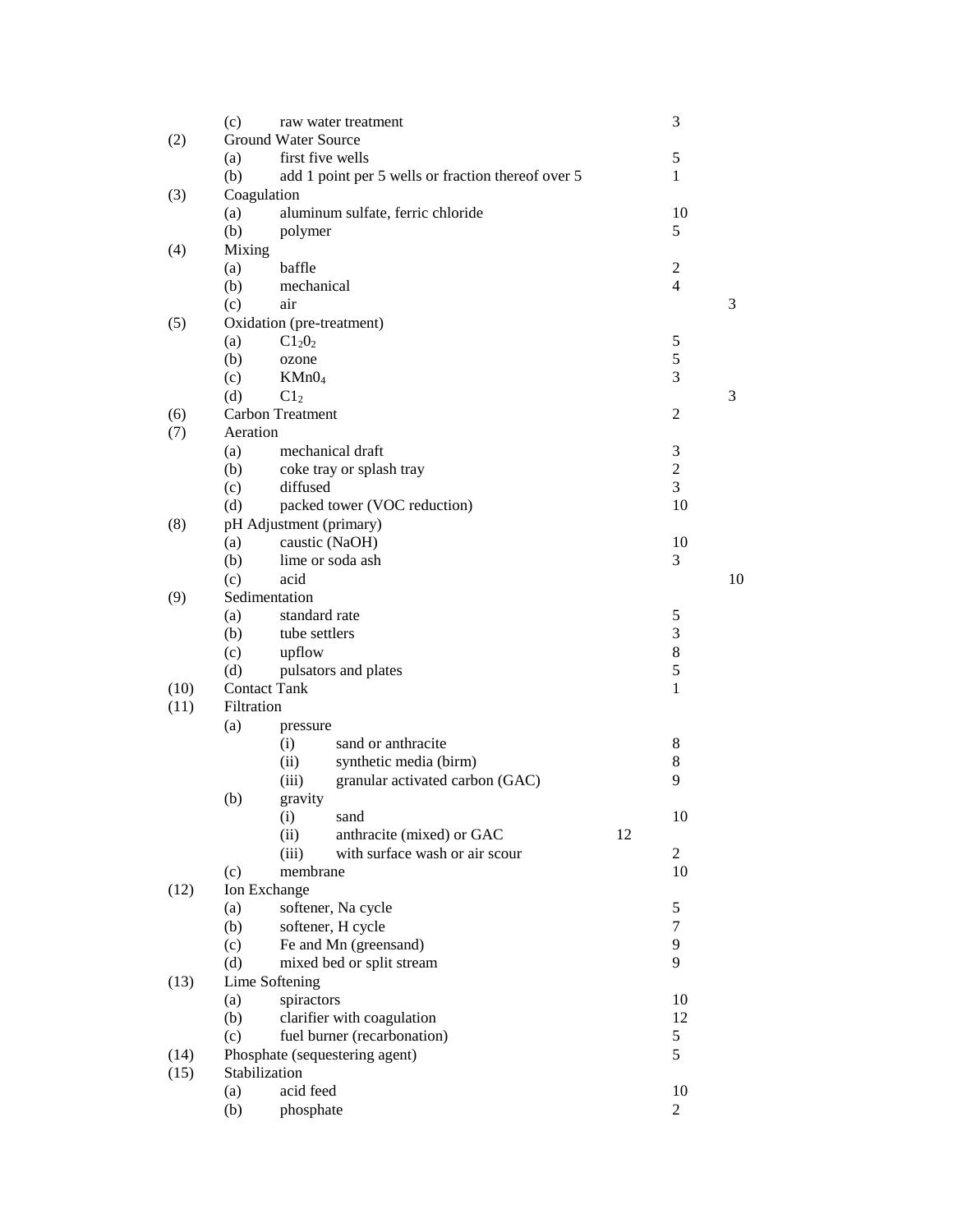| | | | | | | |
|---|---|---|---|---|---|---|
| | (c) | | raw water treatment | | 3 | |
| (2) | Ground Water Source | | | | | |
| | (a) | | first five wells | | 5 | |
| | (b) | | add 1 point per 5 wells or fraction thereof over 5 | | 1 | |
| (3) | Coagulation | | | | | |
| | (a) | | aluminum sulfate, ferric chloride | | 10 | |
| | (b) | | polymer | | 5 | |
| (4) | Mixing | | | | | |
| | (a) | | baffle | | 2 | |
| | (b) | | mechanical | | 4 | |
| | (c) | | air | | | 3 |
| (5) | Oxidation (pre-treatment) | | | | | |
| | (a) | | $C1_20_2$ | | 5 | |
| | (b) | | ozone | | 5 | |
| | (c) | | $KMn0_4$ | | 3 | |
| | (d) | | $C1_2$ | | | 3 |
| (6) | Carbon Treatment | | | | 2 | |
| (7) | Aeration | | | | | |
| | (a) | | mechanical draft | | 3 | |
| | (b) | | coke tray or splash tray | | 2 | |
| | (c) | | diffused | | 3 | |
| | (d) | | packed tower (VOC reduction) | | 10 | |
| (8) | pH Adjustment (primary) | | | | | |
| | (a) | | caustic (NaOH) | | 10 | |
| | (b) | | lime or soda ash | | 3 | |
| | (c) | | acid | | | 10 |
| (9) | Sedimentation | | | | | |
| | (a) | | standard rate | | 5 | |
| | (b) | | tube settlers | | 3 | |
| | (c) | | upflow | | 8 | |
| | (d) | | pulsators and plates | | 5 | |
| (10) | Contact Tank | | | | 1 | |
| (11) | Filtration | | | | | |
| | (a) | | pressure | | | |
| | | (i) | sand or anthracite | | 8 | |
| | | (ii) | synthetic media (birm) | | 8 | |
| | | (iii) | granular activated carbon (GAC) | | 9 | |
| | (b) | | gravity | | | |
| | | (i) | sand | | 10 | |
| | | (ii) | anthracite (mixed) or GAC | 12 | | |
| | | (iii) | with surface wash or air scour | | 2 | |
| | (c) | | membrane | | 10 | |
| (12) | Ion Exchange | | | | | |
| | (a) | | softener, Na cycle | | 5 | |
| | (b) | | softener, H cycle | | 7 | |
| | (c) | | Fe and Mn (greensand) | | 9 | |
| | (d) | | mixed bed or split stream | | 9 | |
| (13) | Lime Softening | | | | | |
| | (a) | | spiractors | | 10 | |
| | (b) | | clarifier with coagulation | | 12 | |
| | (c) | | fuel burner (recarbonation) | | 5 | |
| (14) | Phosphate (sequestering agent) | | | | 5 | |
| (15) | Stabilization | | | | | |
| | (a) | | acid feed | | 10 | |
| | (b) | | phosphate | | 2 | |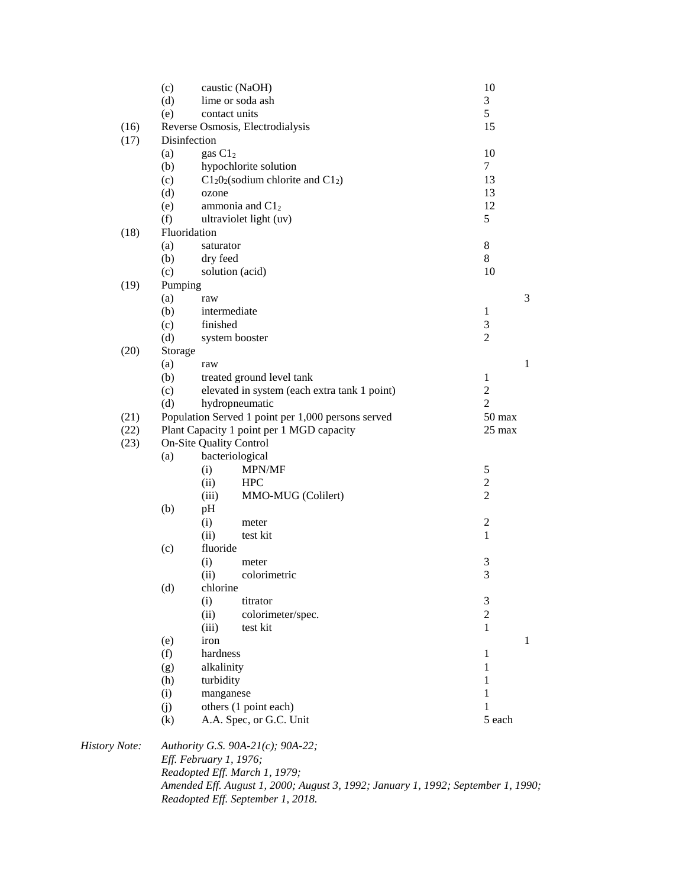| | | | | |
|---|---|---|---|---|
| | (c) | caustic (NaOH) | 10 | |
| | (d) | lime or soda ash | 3 | |
| | (e) | contact units | 5 | |
| (16) | Reverse Osmosis, Electrodialysis | | 15 | |
| (17) | Disinfection | | | |
| | (a) | gas $C1_2$ | 10 | |
| | (b) | hypochlorite solution | 7 | |
| | (c) | $C1_20_2$(sodium chlorite and $C1_2$) | 13 | |
| | (d) | ozone | 13 | |
| | (e) | ammonia and $C1_2$ | 12 | |
| | (f) | ultraviolet light (uv) | 5 | |
| (18) | Fluoridation | | | |
| | (a) | saturator | 8 | |
| | (b) | dry feed | 8 | |
| | (c) | solution (acid) | 10 | |
| (19) | Pumping | | | |
| | (a) | raw | | 3 |
| | (b) | intermediate | 1 | |
| | (c) | finished | 3 | |
| | (d) | system booster | 2 | |
| (20) | Storage | | | |
| | (a) | raw | | 1 |
| | (b) | treated ground level tank | 1 | |
| | (c) | elevated in system (each extra tank 1 point) | 2 | |
| | (d) | hydropneumatic | 2 | |
| (21) | Population Served 1 point per 1,000 persons served | | 50 max | |
| (22) | Plant Capacity 1 point per 1 MGD capacity | | 25 max | |
| (23) | On-Site Quality Control | | | |
| | (a) | bacteriological | | |
| | | (i) MPN/MF | 5 | |
| | | (ii) HPC | 2 | |
| | | (iii) MMO-MUG (Colilert) | 2 | |
| | (b) | pH | | |
| | | (i) meter | 2 | |
| | | (ii) test kit | 1 | |
| | (c) | fluoride | | |
| | | (i) meter | 3 | |
| | | (ii) colorimetric | 3 | |
| | (d) | chlorine | | |
| | | (i) titrator | 3 | |
| | | (ii) colorimeter/spec. | 2 | |
| | | (iii) test kit | 1 | |
| | (e) | iron | | 1 |
| | (f) | hardness | 1 | |
| | (g) | alkalinity | 1 | |
| | (h) | turbidity | 1 | |
| | (i) | manganese | 1 | |
| | (j) | others (1 point each) | 1 | |
| | (k) | A.A. Spec, or G.C. Unit | 5 each | |

*History Note:* *Authority G.S. 90A-21(c); 90A-22;*
*Eff. February 1, 1976;*
*Readopted Eff. March 1, 1979;*
*Amended Eff. August 1, 2000; August 3, 1992; January 1, 1992; September 1, 1990;*
*Readopted Eff. September 1, 2018.*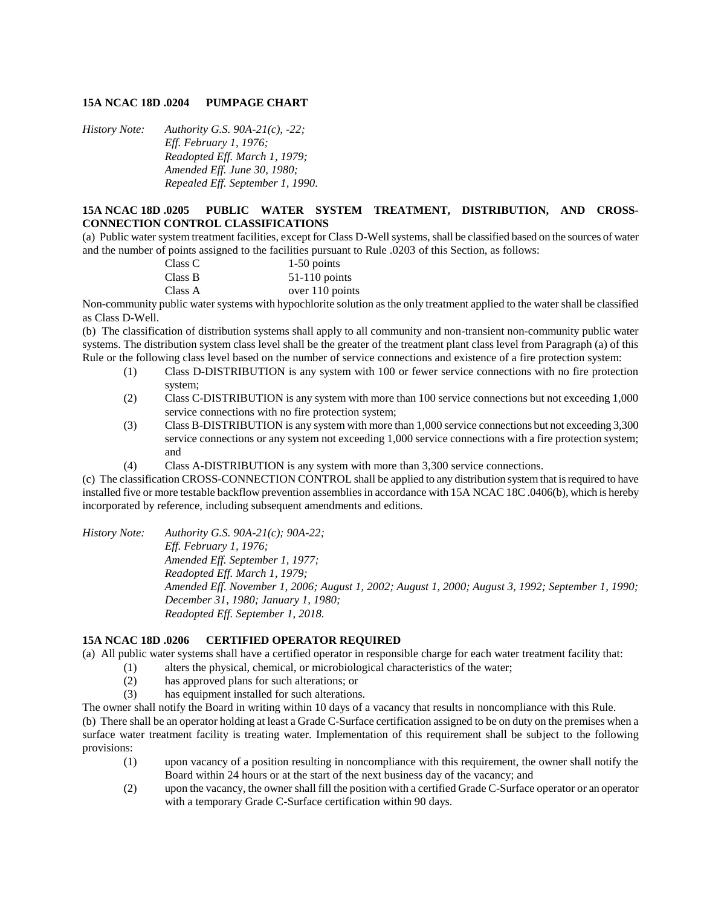**15A NCAC 18D .0204 PUMPAGE CHART**

*History Note: Authority G.S. 90A-21(c), -22;*
*Eff. February 1, 1976;*
*Readopted Eff. March 1, 1979;*
*Amended Eff. June 30, 1980;*
*Repealed Eff. September 1, 1990.*

**15A NCAC 18D .0205 PUBLIC WATER SYSTEM TREATMENT, DISTRIBUTION, AND CROSS-CONNECTION CONTROL CLASSIFICATIONS**

(a) Public water system treatment facilities, except for Class D-Well systems, shall be classified based on the sources of water and the number of points assigned to the facilities pursuant to Rule .0203 of this Section, as follows:

| | |
|---|---|
| Class C | 1-50 points |
| Class B | 51-110 points |
| Class A | over 110 points |

Non-community public water systems with hypochlorite solution as the only treatment applied to the water shall be classified as Class D-Well.

(b) The classification of distribution systems shall apply to all community and non-transient non-community public water systems. The distribution system class level shall be the greater of the treatment plant class level from Paragraph (a) of this Rule or the following class level based on the number of service connections and existence of a fire protection system:

(1) Class D-DISTRIBUTION is any system with 100 or fewer service connections with no fire protection system;

(2) Class C-DISTRIBUTION is any system with more than 100 service connections but not exceeding 1,000 service connections with no fire protection system;

(3) Class B-DISTRIBUTION is any system with more than 1,000 service connections but not exceeding 3,300 service connections or any system not exceeding 1,000 service connections with a fire protection system; and

(4) Class A-DISTRIBUTION is any system with more than 3,300 service connections.

(c) The classification CROSS-CONNECTION CONTROL shall be applied to any distribution system that is required to have installed five or more testable backflow prevention assemblies in accordance with 15A NCAC 18C .0406(b), which is hereby incorporated by reference, including subsequent amendments and editions.

*History Note: Authority G.S. 90A-21(c); 90A-22;*
*Eff. February 1, 1976;*
*Amended Eff. September 1, 1977;*
*Readopted Eff. March 1, 1979;*
*Amended Eff. November 1, 2006; August 1, 2002; August 1, 2000; August 3, 1992; September 1, 1990; December 31, 1980; January 1, 1980;*
*Readopted Eff. September 1, 2018.*

**15A NCAC 18D .0206 CERTIFIED OPERATOR REQUIRED**

(a) All public water systems shall have a certified operator in responsible charge for each water treatment facility that:

(1) alters the physical, chemical, or microbiological characteristics of the water;

(2) has approved plans for such alterations; or

(3) has equipment installed for such alterations.

The owner shall notify the Board in writing within 10 days of a vacancy that results in noncompliance with this Rule.

(b) There shall be an operator holding at least a Grade C-Surface certification assigned to be on duty on the premises when a surface water treatment facility is treating water. Implementation of this requirement shall be subject to the following provisions:

(1) upon vacancy of a position resulting in noncompliance with this requirement, the owner shall notify the Board within 24 hours or at the start of the next business day of the vacancy; and

(2) upon the vacancy, the owner shall fill the position with a certified Grade C-Surface operator or an operator with a temporary Grade C-Surface certification within 90 days.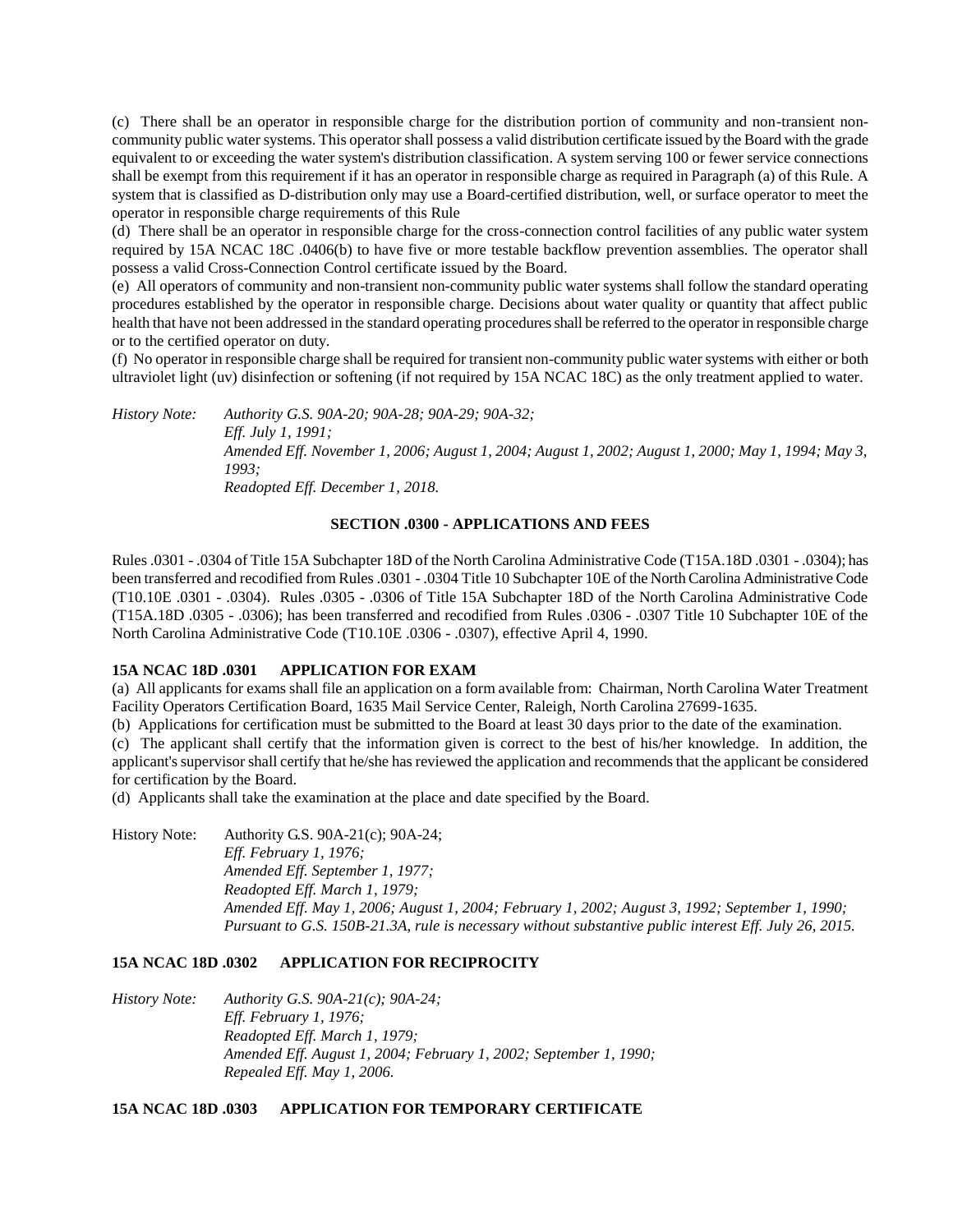(c) There shall be an operator in responsible charge for the distribution portion of community and non-transient non-community public water systems. This operator shall possess a valid distribution certificate issued by the Board with the grade equivalent to or exceeding the water system's distribution classification. A system serving 100 or fewer service connections shall be exempt from this requirement if it has an operator in responsible charge as required in Paragraph (a) of this Rule. A system that is classified as D-distribution only may use a Board-certified distribution, well, or surface operator to meet the operator in responsible charge requirements of this Rule

(d) There shall be an operator in responsible charge for the cross-connection control facilities of any public water system required by 15A NCAC 18C .0406(b) to have five or more testable backflow prevention assemblies. The operator shall possess a valid Cross-Connection Control certificate issued by the Board.

(e) All operators of community and non-transient non-community public water systems shall follow the standard operating procedures established by the operator in responsible charge. Decisions about water quality or quantity that affect public health that have not been addressed in the standard operating procedures shall be referred to the operator in responsible charge or to the certified operator on duty.

(f) No operator in responsible charge shall be required for transient non-community public water systems with either or both ultraviolet light (uv) disinfection or softening (if not required by 15A NCAC 18C) as the only treatment applied to water.

*History Note: Authority G.S. 90A-20; 90A-28; 90A-29; 90A-32;*
*Eff. July 1, 1991;*
*Amended Eff. November 1, 2006; August 1, 2004; August 1, 2002; August 1, 2000; May 1, 1994; May 3, 1993;*
*Readopted Eff. December 1, 2018.*

## SECTION .0300 - APPLICATIONS AND FEES

Rules .0301 - .0304 of Title 15A Subchapter 18D of the North Carolina Administrative Code (T15A.18D .0301 - .0304); has been transferred and recodified from Rules .0301 - .0304 Title 10 Subchapter 10E of the North Carolina Administrative Code (T10.10E .0301 - .0304). Rules .0305 - .0306 of Title 15A Subchapter 18D of the North Carolina Administrative Code (T15A.18D .0305 - .0306); has been transferred and recodified from Rules .0306 - .0307 Title 10 Subchapter 10E of the North Carolina Administrative Code (T10.10E .0306 - .0307), effective April 4, 1990.

### 15A NCAC 18D .0301 APPLICATION FOR EXAM

(a) All applicants for exams shall file an application on a form available from: Chairman, North Carolina Water Treatment Facility Operators Certification Board, 1635 Mail Service Center, Raleigh, North Carolina 27699-1635.

(b) Applications for certification must be submitted to the Board at least 30 days prior to the date of the examination.

(c) The applicant shall certify that the information given is correct to the best of his/her knowledge. In addition, the applicant's supervisor shall certify that he/she has reviewed the application and recommends that the applicant be considered for certification by the Board.

(d) Applicants shall take the examination at the place and date specified by the Board.

History Note: Authority G.S. 90A-21(c); 90A-24;
*Eff. February 1, 1976;*
*Amended Eff. September 1, 1977;*
*Readopted Eff. March 1, 1979;*
*Amended Eff. May 1, 2006; August 1, 2004; February 1, 2002; August 3, 1992; September 1, 1990;*
*Pursuant to G.S. 150B-21.3A, rule is necessary without substantive public interest Eff. July 26, 2015.*

### 15A NCAC 18D .0302 APPLICATION FOR RECIPROCITY

*History Note: Authority G.S. 90A-21(c); 90A-24;*
*Eff. February 1, 1976;*
*Readopted Eff. March 1, 1979;*
*Amended Eff. August 1, 2004; February 1, 2002; September 1, 1990;*
*Repealed Eff. May 1, 2006.*

### 15A NCAC 18D .0303 APPLICATION FOR TEMPORARY CERTIFICATE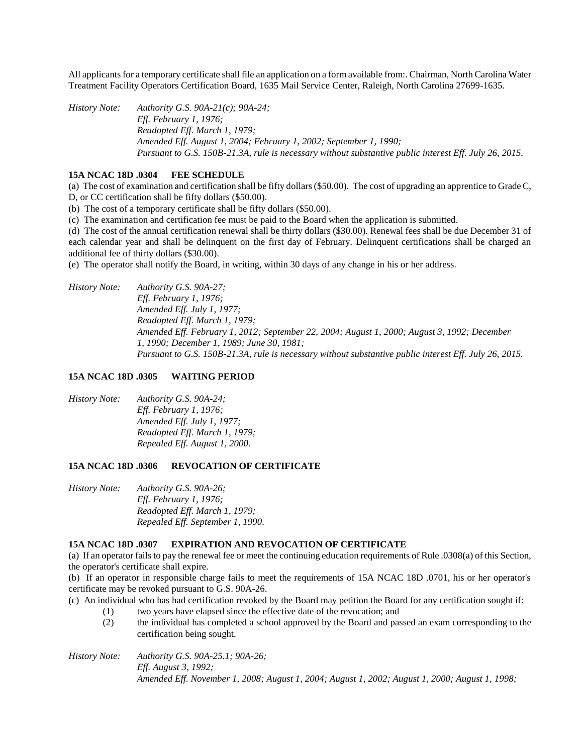All applicants for a temporary certificate shall file an application on a form available from:. Chairman, North Carolina Water Treatment Facility Operators Certification Board, 1635 Mail Service Center, Raleigh, North Carolina 27699-1635.

*History Note: Authority G.S. 90A-21(c); 90A-24;*
*Eff. February 1, 1976;*
*Readopted Eff. March 1, 1979;*
*Amended Eff. August 1, 2004; February 1, 2002; September 1, 1990;*
*Pursuant to G.S. 150B-21.3A, rule is necessary without substantive public interest Eff. July 26, 2015.*

### 15A NCAC 18D .0304 FEE SCHEDULE

(a) The cost of examination and certification shall be fifty dollars ($50.00). The cost of upgrading an apprentice to Grade C, D, or CC certification shall be fifty dollars ($50.00).

(b) The cost of a temporary certificate shall be fifty dollars ($50.00).

(c) The examination and certification fee must be paid to the Board when the application is submitted.

(d) The cost of the annual certification renewal shall be thirty dollars ($30.00). Renewal fees shall be due December 31 of each calendar year and shall be delinquent on the first day of February. Delinquent certifications shall be charged an additional fee of thirty dollars ($30.00).

(e) The operator shall notify the Board, in writing, within 30 days of any change in his or her address.

*History Note: Authority G.S. 90A-27;*
*Eff. February 1, 1976;*
*Amended Eff. July 1, 1977;*
*Readopted Eff. March 1, 1979;*
*Amended Eff. February 1, 2012; September 22, 2004; August 1, 2000; August 3, 1992; December 1, 1990; December 1, 1989; June 30, 1981;*
*Pursuant to G.S. 150B-21.3A, rule is necessary without substantive public interest Eff. July 26, 2015.*

### 15A NCAC 18D .0305 WAITING PERIOD

*History Note: Authority G.S. 90A-24;*
*Eff. February 1, 1976;*
*Amended Eff. July 1, 1977;*
*Readopted Eff. March 1, 1979;*
*Repealed Eff. August 1, 2000.*

### 15A NCAC 18D .0306 REVOCATION OF CERTIFICATE

*History Note: Authority G.S. 90A-26;*
*Eff. February 1, 1976;*
*Readopted Eff. March 1, 1979;*
*Repealed Eff. September 1, 1990.*

### 15A NCAC 18D .0307 EXPIRATION AND REVOCATION OF CERTIFICATE

(a) If an operator fails to pay the renewal fee or meet the continuing education requirements of Rule .0308(a) of this Section, the operator's certificate shall expire.

(b) If an operator in responsible charge fails to meet the requirements of 15A NCAC 18D .0701, his or her operator's certificate may be revoked pursuant to G.S. 90A-26.

(c) An individual who has had certification revoked by the Board may petition the Board for any certification sought if:

- (1) two years have elapsed since the effective date of the revocation; and
- (2) the individual has completed a school approved by the Board and passed an exam corresponding to the certification being sought.

*History Note: Authority G.S. 90A-25.1; 90A-26;*
*Eff. August 3, 1992;*
*Amended Eff. November 1, 2008; August 1, 2004; August 1, 2002; August 1, 2000; August 1, 1998;*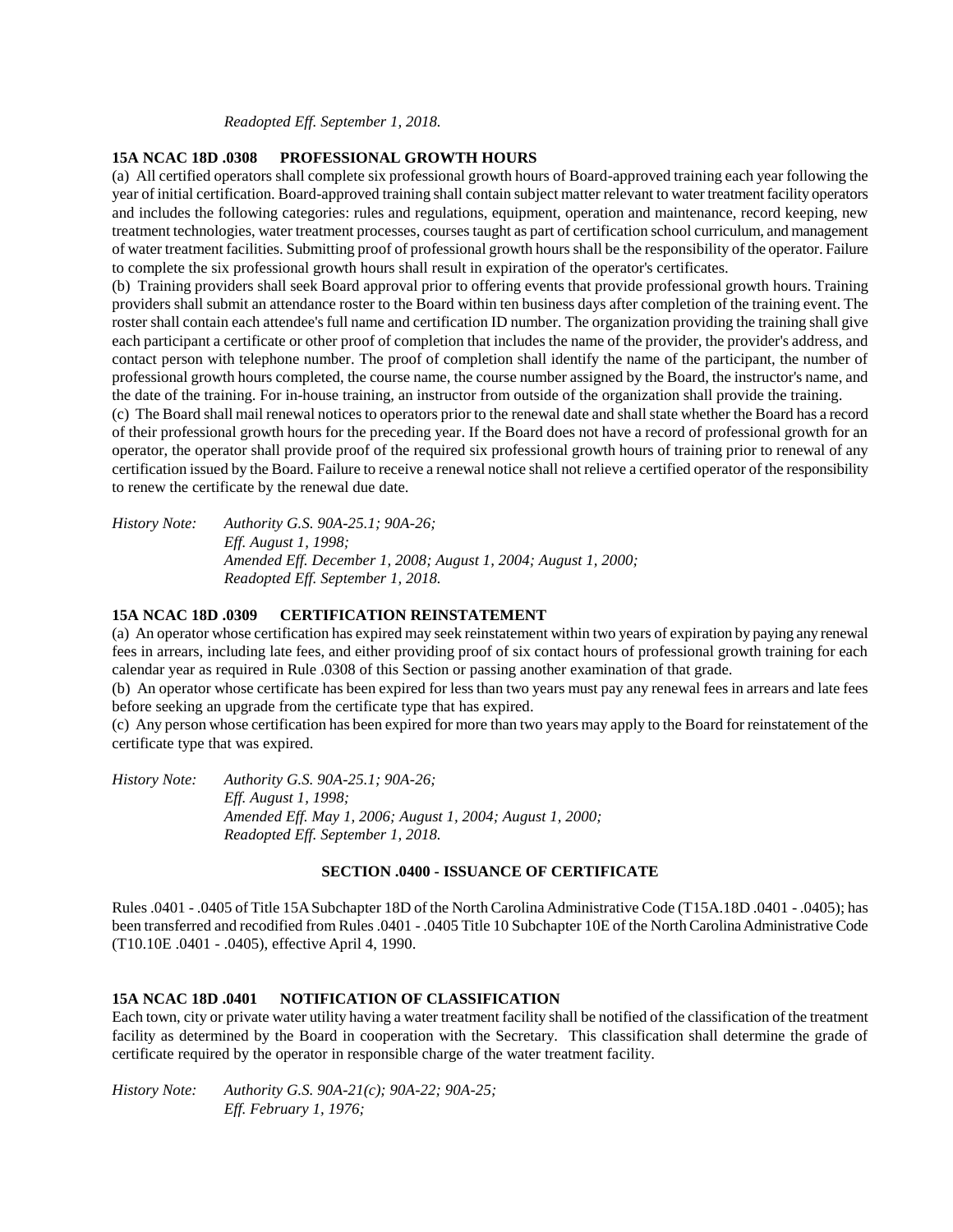*Readopted Eff. September 1, 2018.*

### 15A NCAC 18D .0308 PROFESSIONAL GROWTH HOURS

(a) All certified operators shall complete six professional growth hours of Board-approved training each year following the year of initial certification. Board-approved training shall contain subject matter relevant to water treatment facility operators and includes the following categories: rules and regulations, equipment, operation and maintenance, record keeping, new treatment technologies, water treatment processes, courses taught as part of certification school curriculum, and management of water treatment facilities. Submitting proof of professional growth hours shall be the responsibility of the operator. Failure to complete the six professional growth hours shall result in expiration of the operator's certificates.

(b) Training providers shall seek Board approval prior to offering events that provide professional growth hours. Training providers shall submit an attendance roster to the Board within ten business days after completion of the training event. The roster shall contain each attendee's full name and certification ID number. The organization providing the training shall give each participant a certificate or other proof of completion that includes the name of the provider, the provider's address, and contact person with telephone number. The proof of completion shall identify the name of the participant, the number of professional growth hours completed, the course name, the course number assigned by the Board, the instructor's name, and the date of the training. For in-house training, an instructor from outside of the organization shall provide the training.

(c) The Board shall mail renewal notices to operators prior to the renewal date and shall state whether the Board has a record of their professional growth hours for the preceding year. If the Board does not have a record of professional growth for an operator, the operator shall provide proof of the required six professional growth hours of training prior to renewal of any certification issued by the Board. Failure to receive a renewal notice shall not relieve a certified operator of the responsibility to renew the certificate by the renewal due date.

*History Note: Authority G.S. 90A-25.1; 90A-26;*
*Eff. August 1, 1998;*
*Amended Eff. December 1, 2008; August 1, 2004; August 1, 2000;*
*Readopted Eff. September 1, 2018.*

### 15A NCAC 18D .0309 CERTIFICATION REINSTATEMENT

(a) An operator whose certification has expired may seek reinstatement within two years of expiration by paying any renewal fees in arrears, including late fees, and either providing proof of six contact hours of professional growth training for each calendar year as required in Rule .0308 of this Section or passing another examination of that grade.

(b) An operator whose certificate has been expired for less than two years must pay any renewal fees in arrears and late fees before seeking an upgrade from the certificate type that has expired.

(c) Any person whose certification has been expired for more than two years may apply to the Board for reinstatement of the certificate type that was expired.

*History Note: Authority G.S. 90A-25.1; 90A-26;*
*Eff. August 1, 1998;*
*Amended Eff. May 1, 2006; August 1, 2004; August 1, 2000;*
*Readopted Eff. September 1, 2018.*

## SECTION .0400 - ISSUANCE OF CERTIFICATE

Rules .0401 - .0405 of Title 15A Subchapter 18D of the North Carolina Administrative Code (T15A.18D .0401 - .0405); has been transferred and recodified from Rules .0401 - .0405 Title 10 Subchapter 10E of the North Carolina Administrative Code (T10.10E .0401 - .0405), effective April 4, 1990.

### 15A NCAC 18D .0401 NOTIFICATION OF CLASSIFICATION

Each town, city or private water utility having a water treatment facility shall be notified of the classification of the treatment facility as determined by the Board in cooperation with the Secretary. This classification shall determine the grade of certificate required by the operator in responsible charge of the water treatment facility.

*History Note: Authority G.S. 90A-21(c); 90A-22; 90A-25;*
*Eff. February 1, 1976;*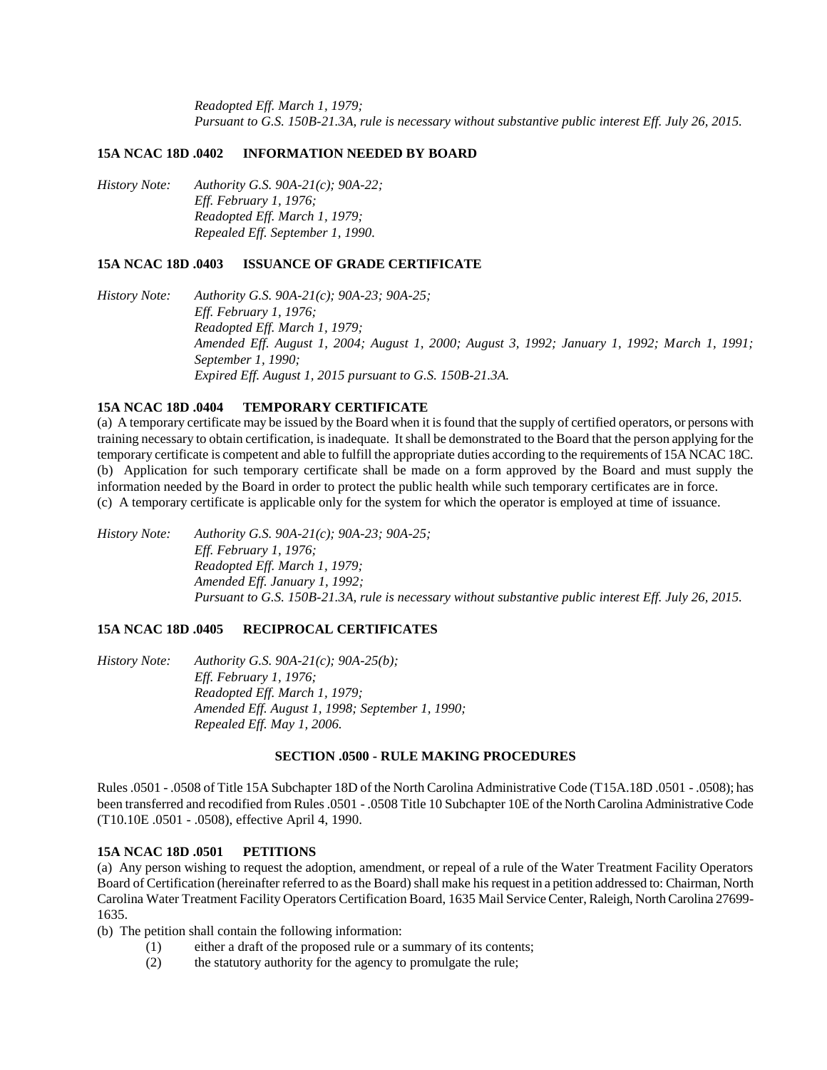*Readopted Eff. March 1, 1979;*
*Pursuant to G.S. 150B-21.3A, rule is necessary without substantive public interest Eff. July 26, 2015.*

### 15A NCAC 18D .0402 INFORMATION NEEDED BY BOARD

*History Note: Authority G.S. 90A-21(c); 90A-22;*
*Eff. February 1, 1976;*
*Readopted Eff. March 1, 1979;*
*Repealed Eff. September 1, 1990.*

### 15A NCAC 18D .0403 ISSUANCE OF GRADE CERTIFICATE

*History Note: Authority G.S. 90A-21(c); 90A-23; 90A-25;*
*Eff. February 1, 1976;*
*Readopted Eff. March 1, 1979;*
*Amended Eff. August 1, 2004; August 1, 2000; August 3, 1992; January 1, 1992; March 1, 1991; September 1, 1990;*
*Expired Eff. August 1, 2015 pursuant to G.S. 150B-21.3A.*

### 15A NCAC 18D .0404 TEMPORARY CERTIFICATE

(a) A temporary certificate may be issued by the Board when it is found that the supply of certified operators, or persons with training necessary to obtain certification, is inadequate. It shall be demonstrated to the Board that the person applying for the temporary certificate is competent and able to fulfill the appropriate duties according to the requirements of 15A NCAC 18C.
(b) Application for such temporary certificate shall be made on a form approved by the Board and must supply the information needed by the Board in order to protect the public health while such temporary certificates are in force.
(c) A temporary certificate is applicable only for the system for which the operator is employed at time of issuance.

*History Note: Authority G.S. 90A-21(c); 90A-23; 90A-25;*
*Eff. February 1, 1976;*
*Readopted Eff. March 1, 1979;*
*Amended Eff. January 1, 1992;*
*Pursuant to G.S. 150B-21.3A, rule is necessary without substantive public interest Eff. July 26, 2015.*

### 15A NCAC 18D .0405 RECIPROCAL CERTIFICATES

*History Note: Authority G.S. 90A-21(c); 90A-25(b);*
*Eff. February 1, 1976;*
*Readopted Eff. March 1, 1979;*
*Amended Eff. August 1, 1998; September 1, 1990;*
*Repealed Eff. May 1, 2006.*

## SECTION .0500 - RULE MAKING PROCEDURES

Rules .0501 - .0508 of Title 15A Subchapter 18D of the North Carolina Administrative Code (T15A.18D .0501 - .0508); has been transferred and recodified from Rules .0501 - .0508 Title 10 Subchapter 10E of the North Carolina Administrative Code (T10.10E .0501 - .0508), effective April 4, 1990.

### 15A NCAC 18D .0501 PETITIONS

(a) Any person wishing to request the adoption, amendment, or repeal of a rule of the Water Treatment Facility Operators Board of Certification (hereinafter referred to as the Board) shall make his request in a petition addressed to: Chairman, North Carolina Water Treatment Facility Operators Certification Board, 1635 Mail Service Center, Raleigh, North Carolina 27699-1635.
(b) The petition shall contain the following information:

(1) either a draft of the proposed rule or a summary of its contents;
(2) the statutory authority for the agency to promulgate the rule;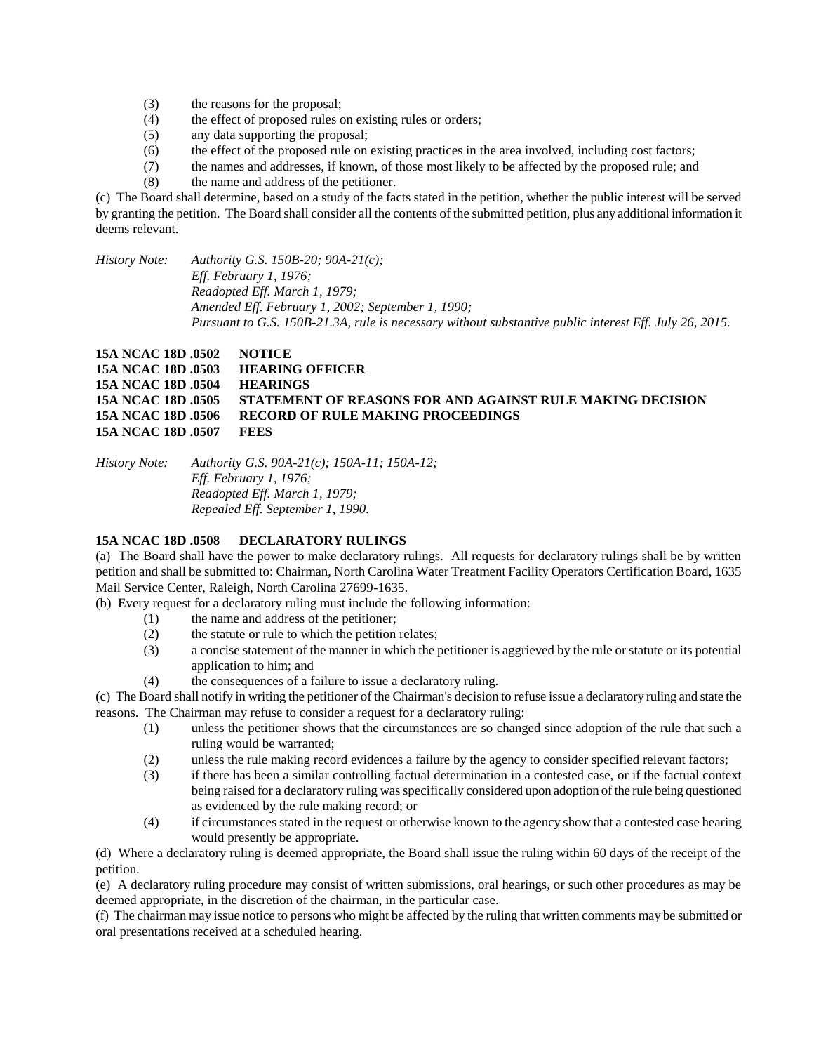(3) the reasons for the proposal;
(4) the effect of proposed rules on existing rules or orders;
(5) any data supporting the proposal;
(6) the effect of the proposed rule on existing practices in the area involved, including cost factors;
(7) the names and addresses, if known, of those most likely to be affected by the proposed rule; and
(8) the name and address of the petitioner.

(c) The Board shall determine, based on a study of the facts stated in the petition, whether the public interest will be served by granting the petition. The Board shall consider all the contents of the submitted petition, plus any additional information it deems relevant.

*History Note: Authority G.S. 150B-20; 90A-21(c);*
*Eff. February 1, 1976;*
*Readopted Eff. March 1, 1979;*
*Amended Eff. February 1, 2002; September 1, 1990;*
*Pursuant to G.S. 150B-21.3A, rule is necessary without substantive public interest Eff. July 26, 2015.*

**15A NCAC 18D .0502 NOTICE**
**15A NCAC 18D .0503 HEARING OFFICER**
**15A NCAC 18D .0504 HEARINGS**
**15A NCAC 18D .0505 STATEMENT OF REASONS FOR AND AGAINST RULE MAKING DECISION**
**15A NCAC 18D .0506 RECORD OF RULE MAKING PROCEEDINGS**
**15A NCAC 18D .0507 FEES**

*History Note: Authority G.S. 90A-21(c); 150A-11; 150A-12;*
*Eff. February 1, 1976;*
*Readopted Eff. March 1, 1979;*
*Repealed Eff. September 1, 1990.*

**15A NCAC 18D .0508 DECLARATORY RULINGS**

(a) The Board shall have the power to make declaratory rulings. All requests for declaratory rulings shall be by written petition and shall be submitted to: Chairman, North Carolina Water Treatment Facility Operators Certification Board, 1635 Mail Service Center, Raleigh, North Carolina 27699-1635.

(b) Every request for a declaratory ruling must include the following information:
(1) the name and address of the petitioner;
(2) the statute or rule to which the petition relates;
(3) a concise statement of the manner in which the petitioner is aggrieved by the rule or statute or its potential application to him; and
(4) the consequences of a failure to issue a declaratory ruling.

(c) The Board shall notify in writing the petitioner of the Chairman's decision to refuse issue a declaratory ruling and state the reasons. The Chairman may refuse to consider a request for a declaratory ruling:
(1) unless the petitioner shows that the circumstances are so changed since adoption of the rule that such a ruling would be warranted;
(2) unless the rule making record evidences a failure by the agency to consider specified relevant factors;
(3) if there has been a similar controlling factual determination in a contested case, or if the factual context being raised for a declaratory ruling was specifically considered upon adoption of the rule being questioned as evidenced by the rule making record; or
(4) if circumstances stated in the request or otherwise known to the agency show that a contested case hearing would presently be appropriate.

(d) Where a declaratory ruling is deemed appropriate, the Board shall issue the ruling within 60 days of the receipt of the petition.

(e) A declaratory ruling procedure may consist of written submissions, oral hearings, or such other procedures as may be deemed appropriate, in the discretion of the chairman, in the particular case.

(f) The chairman may issue notice to persons who might be affected by the ruling that written comments may be submitted or oral presentations received at a scheduled hearing.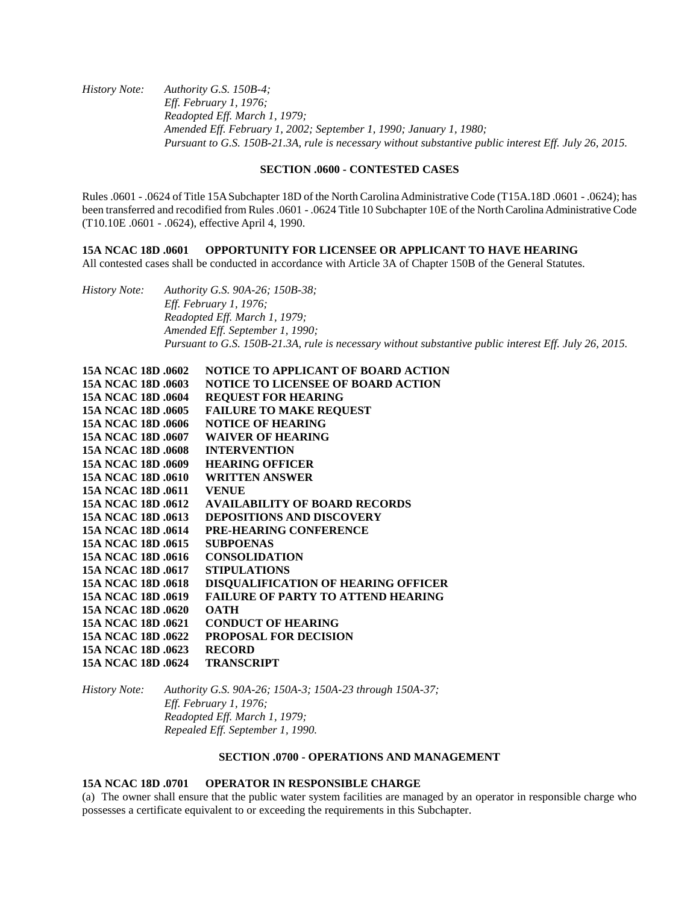*History Note: Authority G.S. 150B-4;*
*Eff. February 1, 1976;*
*Readopted Eff. March 1, 1979;*
*Amended Eff. February 1, 2002; September 1, 1990; January 1, 1980;*
*Pursuant to G.S. 150B-21.3A, rule is necessary without substantive public interest Eff. July 26, 2015.*

## SECTION .0600 - CONTESTED CASES

Rules .0601 - .0624 of Title 15A Subchapter 18D of the North Carolina Administrative Code (T15A.18D .0601 - .0624); has been transferred and recodified from Rules .0601 - .0624 Title 10 Subchapter 10E of the North Carolina Administrative Code (T10.10E .0601 - .0624), effective April 4, 1990.

### 15A NCAC 18D .0601 OPPORTUNITY FOR LICENSEE OR APPLICANT TO HAVE HEARING

All contested cases shall be conducted in accordance with Article 3A of Chapter 150B of the General Statutes.

*History Note: Authority G.S. 90A-26; 150B-38;*
*Eff. February 1, 1976;*
*Readopted Eff. March 1, 1979;*
*Amended Eff. September 1, 1990;*
*Pursuant to G.S. 150B-21.3A, rule is necessary without substantive public interest Eff. July 26, 2015.*

**15A NCAC 18D .0602 NOTICE TO APPLICANT OF BOARD ACTION**
**15A NCAC 18D .0603 NOTICE TO LICENSEE OF BOARD ACTION**
**15A NCAC 18D .0604 REQUEST FOR HEARING**
**15A NCAC 18D .0605 FAILURE TO MAKE REQUEST**
**15A NCAC 18D .0606 NOTICE OF HEARING**
**15A NCAC 18D .0607 WAIVER OF HEARING**
**15A NCAC 18D .0608 INTERVENTION**
**15A NCAC 18D .0609 HEARING OFFICER**
**15A NCAC 18D .0610 WRITTEN ANSWER**
**15A NCAC 18D .0611 VENUE**
**15A NCAC 18D .0612 AVAILABILITY OF BOARD RECORDS**
**15A NCAC 18D .0613 DEPOSITIONS AND DISCOVERY**
**15A NCAC 18D .0614 PRE-HEARING CONFERENCE**
**15A NCAC 18D .0615 SUBPOENAS**
**15A NCAC 18D .0616 CONSOLIDATION**
**15A NCAC 18D .0617 STIPULATIONS**
**15A NCAC 18D .0618 DISQUALIFICATION OF HEARING OFFICER**
**15A NCAC 18D .0619 FAILURE OF PARTY TO ATTEND HEARING**
**15A NCAC 18D .0620 OATH**
**15A NCAC 18D .0621 CONDUCT OF HEARING**
**15A NCAC 18D .0622 PROPOSAL FOR DECISION**
**15A NCAC 18D .0623 RECORD**
**15A NCAC 18D .0624 TRANSCRIPT**

*History Note: Authority G.S. 90A-26; 150A-3; 150A-23 through 150A-37;*
*Eff. February 1, 1976;*
*Readopted Eff. March 1, 1979;*
*Repealed Eff. September 1, 1990.*

## SECTION .0700 - OPERATIONS AND MANAGEMENT

### 15A NCAC 18D .0701 OPERATOR IN RESPONSIBLE CHARGE

(a) The owner shall ensure that the public water system facilities are managed by an operator in responsible charge who possesses a certificate equivalent to or exceeding the requirements in this Subchapter.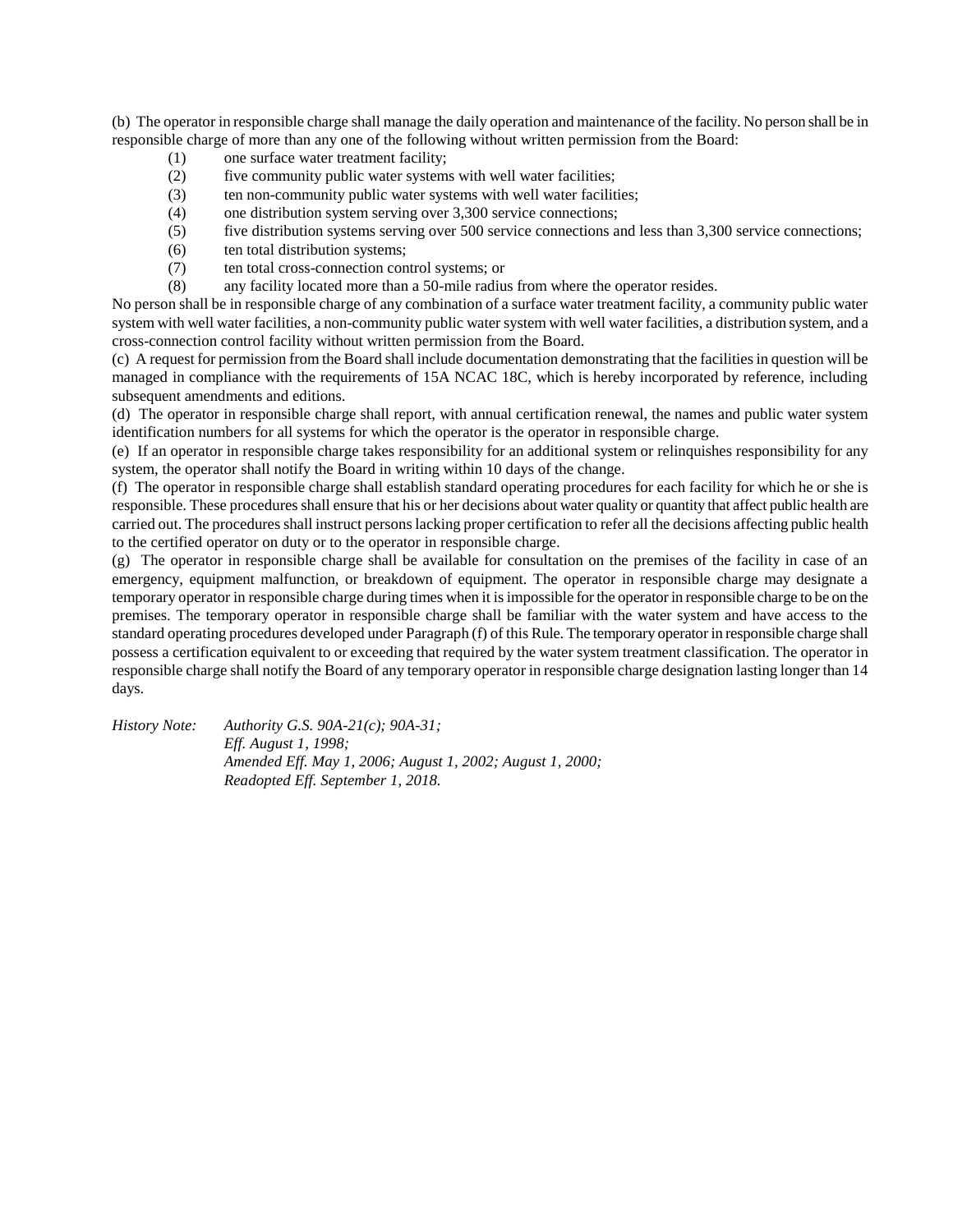(b) The operator in responsible charge shall manage the daily operation and maintenance of the facility. No person shall be in responsible charge of more than any one of the following without written permission from the Board:

(1) one surface water treatment facility;
(2) five community public water systems with well water facilities;
(3) ten non-community public water systems with well water facilities;
(4) one distribution system serving over 3,300 service connections;
(5) five distribution systems serving over 500 service connections and less than 3,300 service connections;
(6) ten total distribution systems;
(7) ten total cross-connection control systems; or
(8) any facility located more than a 50-mile radius from where the operator resides.

No person shall be in responsible charge of any combination of a surface water treatment facility, a community public water system with well water facilities, a non-community public water system with well water facilities, a distribution system, and a cross-connection control facility without written permission from the Board.

(c) A request for permission from the Board shall include documentation demonstrating that the facilities in question will be managed in compliance with the requirements of 15A NCAC 18C, which is hereby incorporated by reference, including subsequent amendments and editions.

(d) The operator in responsible charge shall report, with annual certification renewal, the names and public water system identification numbers for all systems for which the operator is the operator in responsible charge.

(e) If an operator in responsible charge takes responsibility for an additional system or relinquishes responsibility for any system, the operator shall notify the Board in writing within 10 days of the change.

(f) The operator in responsible charge shall establish standard operating procedures for each facility for which he or she is responsible. These procedures shall ensure that his or her decisions about water quality or quantity that affect public health are carried out. The procedures shall instruct persons lacking proper certification to refer all the decisions affecting public health to the certified operator on duty or to the operator in responsible charge.

(g) The operator in responsible charge shall be available for consultation on the premises of the facility in case of an emergency, equipment malfunction, or breakdown of equipment. The operator in responsible charge may designate a temporary operator in responsible charge during times when it is impossible for the operator in responsible charge to be on the premises. The temporary operator in responsible charge shall be familiar with the water system and have access to the standard operating procedures developed under Paragraph (f) of this Rule. The temporary operator in responsible charge shall possess a certification equivalent to or exceeding that required by the water system treatment classification. The operator in responsible charge shall notify the Board of any temporary operator in responsible charge designation lasting longer than 14 days.

*History Note: Authority G.S. 90A-21(c); 90A-31;*
*Eff. August 1, 1998;*
*Amended Eff. May 1, 2006; August 1, 2002; August 1, 2000;*
*Readopted Eff. September 1, 2018.*